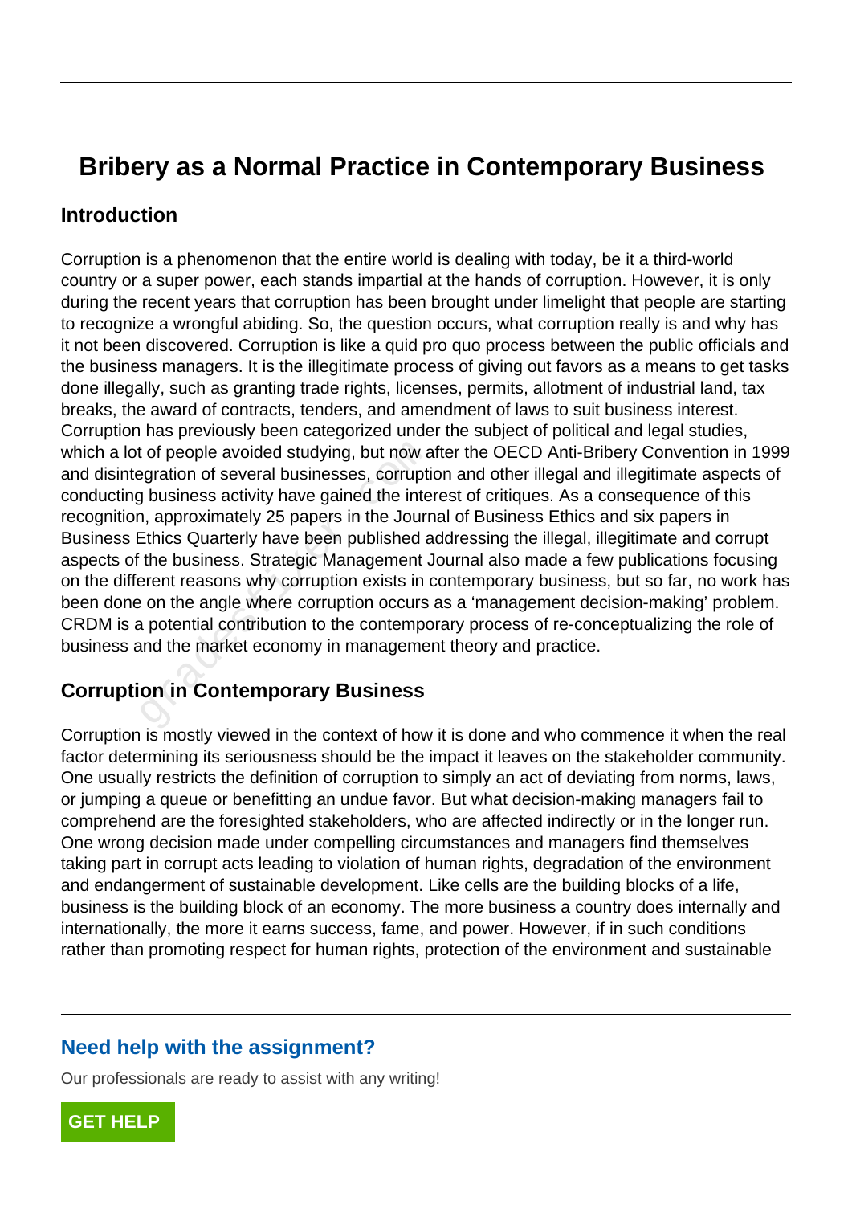# Bribery as a Normal Practice in Contemporary Business

## Introduction

Corruption is a phenomenon that the entire world is dealing with today, be it a third-world country or a super power, each stands impartial at the hands of corruption. However, it is only during the recent years that corruption has been brought under limelight that people are starting to recognize a wrongful abiding. So, the question occurs, what corruption really is and why has it not been discovered. Corruption is like a quid pro quo process between the public officials and the business managers. It is the illegitimate process of giving out favors as a means to get tasks done illegally, such as granting trade rights, licenses, permits, allotment of industrial land, tax breaks, the award of contracts, tenders, and amendment of laws to suit business interest. Corruption has previously been categorized under the subject of political and legal studies, which a lot of people avoided studying, but now after the OECD Anti-Bribery Convention in 1999 and disintegration of several businesses, corruption and other illegal and illegitimate aspects of conducting business activity have gained the interest of critiques. As a consequence of this recognition, approximately 25 papers in the Journal of Business Ethics and six papers in Business Ethics Quarterly have been published addressing the illegal, illegitimate and corrupt aspects of the business. Strategic Management Journal also made a few publications focusing on the different reasons why corruption exists in contemporary business, but so far, no work has been done on the angle where corruption occurs as a 'management decision-making' problem. CRDM is a potential contribution to the contemporary process of re-conceptualizing the role of business and the market economy in management theory and practice.

## Corruption in Contemporary Business

Corruption is mostly viewed in the context of how it is done and who commence it when the real factor determining its seriousness should be the impact it leaves on the stakeholder community. One usually restricts the definition of corruption to simply an act of deviating from norms, laws, or jumping a queue or benefitting an undue favor. But what decision-making managers fail to comprehend are the foresighted stakeholders, who are affected indirectly or in the longer run. One wrong decision made under compelling circumstances and managers find themselves taking part in corrupt acts leading to violation of human rights, degradation of the environment and endangerment of sustainable development. Like cells are the building blocks of a life, business is the building block of an economy. The more business a country does internally and internationally, the more it earns success, fame, and power. However, if in such conditions rather than promoting respect for human rights, protection of the environment and sustainable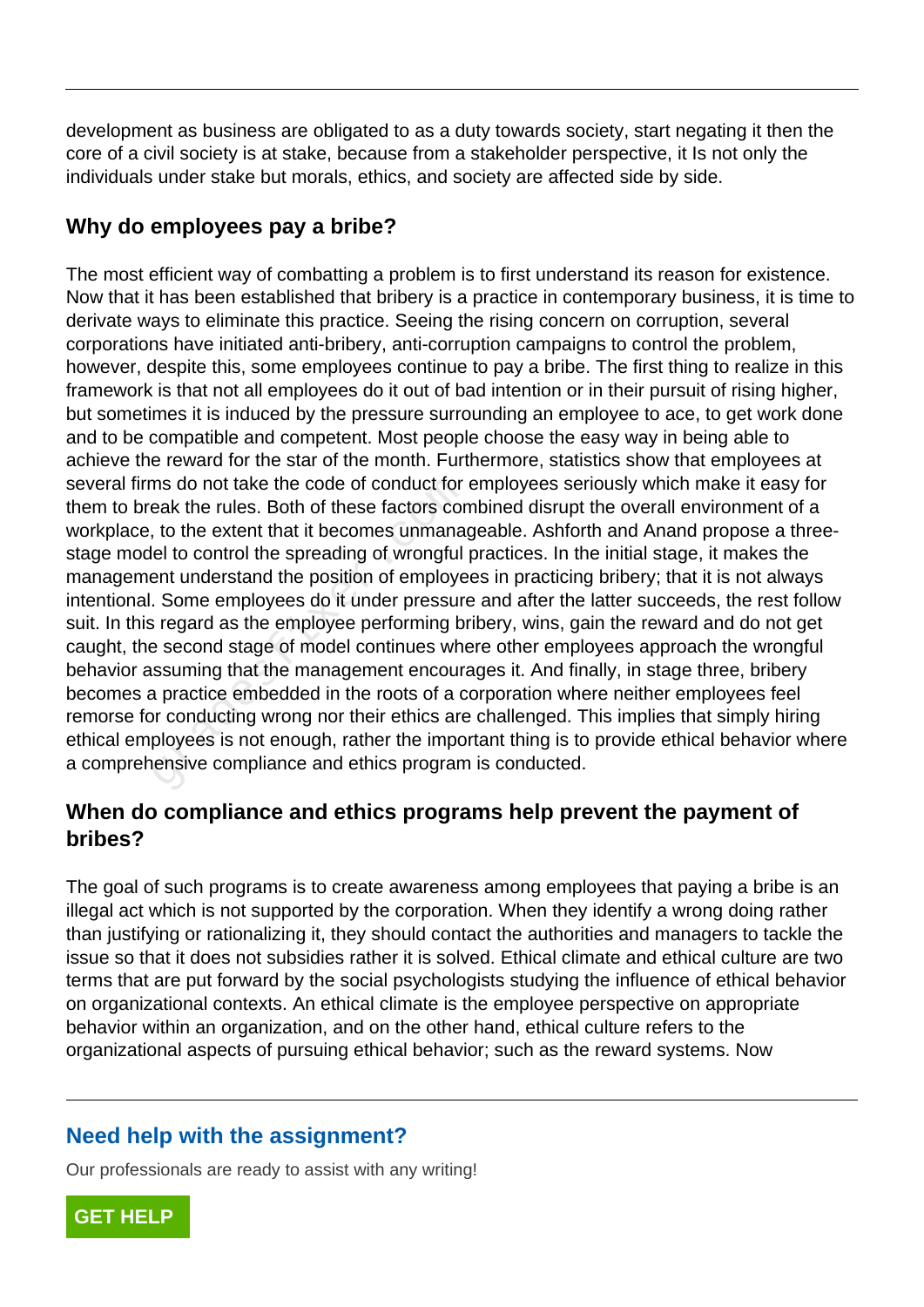development as business are obligated to as a duty towards society, start negating it then the core of a civil society is at stake, because from a stakeholder perspective, it Is not only the individuals under stake but morals, ethics, and society are affected side by side.

## Why do employees pay a bribe?

The most efficient way of combatting a problem is to first understand its reason for existence. Now that it has been established that bribery is a practice in contemporary business, it is time to derivate ways to eliminate this practice. Seeing the rising concern on corruption, several corporations have initiated anti-bribery, anti-corruption campaigns to control the problem, however, despite this, some employees continue to pay a bribe. The first thing to realize in this framework is that not all employees do it out of bad intention or in their pursuit of rising higher, but sometimes it is induced by the pressure surrounding an employee to ace, to get work done and to be compatible and competent. Most people choose the easy way in being able to achieve the reward for the star of the month. Furthermore, statistics show that employees at several firms do not take the code of conduct for employees seriously which make it easy for them to break the rules. Both of these factors combined disrupt the overall environment of a workplace, to the extent that it becomes unmanageable. Ashforth and Anand propose a three-stage model to control the spreading of wrongful practices. In the initial stage, it makes the management understand the position of employees in practicing bribery; that it is not always intentional. Some employees do it under pressure and after the latter succeeds, the rest follow suit. In this regard as the employee performing bribery, wins, gain the reward and do not get caught, the second stage of model continues where other employees approach the wrongful behavior assuming that the management encourages it. And finally, in stage three, bribery becomes a practice embedded in the roots of a corporation where neither employees feel remorse for conducting wrong nor their ethics are challenged. This implies that simply hiring ethical employees is not enough, rather the important thing is to provide ethical behavior where a comprehensive compliance and ethics program is conducted.

## When do compliance and ethics programs help prevent the payment of bribes?

The goal of such programs is to create awareness among employees that paying a bribe is an illegal act which is not supported by the corporation. When they identify a wrong doing rather than justifying or rationalizing it, they should contact the authorities and managers to tackle the issue so that it does not subsidies rather it is solved. Ethical climate and ethical culture are two terms that are put forward by the social psychologists studying the influence of ethical behavior on organizational contexts. An ethical climate is the employee perspective on appropriate behavior within an organization, and on the other hand, ethical culture refers to the organizational aspects of pursuing ethical behavior; such as the reward systems. Now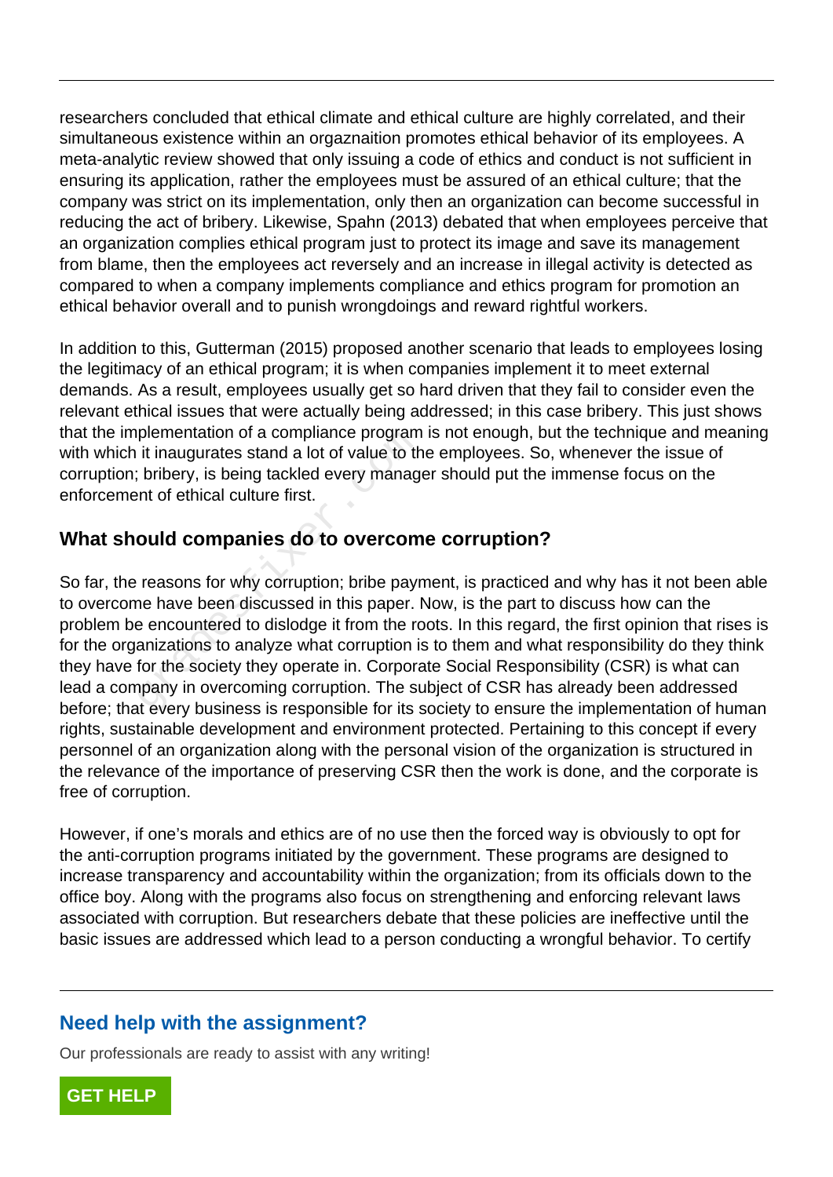researchers concluded that ethical climate and ethical culture are highly correlated, and their simultaneous existence within an orgaznaition promotes ethical behavior of its employees. A meta-analytic review showed that only issuing a code of ethics and conduct is not sufficient in ensuring its application, rather the employees must be assured of an ethical culture; that the company was strict on its implementation, only then an organization can become successful in reducing the act of bribery. Likewise, Spahn (2013) debated that when employees perceive that an organization complies ethical program just to protect its image and save its management from blame, then the employees act reversely and an increase in illegal activity is detected as compared to when a company implements compliance and ethics program for promotion an ethical behavior overall and to punish wrongdoings and reward rightful workers.

In addition to this, Gutterman (2015) proposed another scenario that leads to employees losing the legitimacy of an ethical program; it is when companies implement it to meet external demands. As a result, employees usually get so hard driven that they fail to consider even the relevant ethical issues that were actually being addressed; in this case bribery. This just shows that the implementation of a compliance program is not enough, but the technique and meaning with which it inaugurates stand a lot of value to the employees. So, whenever the issue of corruption; bribery, is being tackled every manager should put the immense focus on the enforcement of ethical culture first.

## What should companies do to overcome corruption?

So far, the reasons for why corruption; bribe payment, is practiced and why has it not been able to overcome have been discussed in this paper. Now, is the part to discuss how can the problem be encountered to dislodge it from the roots. In this regard, the first opinion that rises is for the organizations to analyze what corruption is to them and what responsibility do they think they have for the society they operate in. Corporate Social Responsibility (CSR) is what can lead a company in overcoming corruption. The subject of CSR has already been addressed before; that every business is responsible for its society to ensure the implementation of human rights, sustainable development and environment protected. Pertaining to this concept if every personnel of an organization along with the personal vision of the organization is structured in the relevance of the importance of preserving CSR then the work is done, and the corporate is free of corruption.

However, if one's morals and ethics are of no use then the forced way is obviously to opt for the anti-corruption programs initiated by the government. These programs are designed to increase transparency and accountability within the organization; from its officials down to the office boy. Along with the programs also focus on strengthening and enforcing relevant laws associated with corruption. But researchers debate that these policies are ineffective until the basic issues are addressed which lead to a person conducting a wrongful behavior. To certify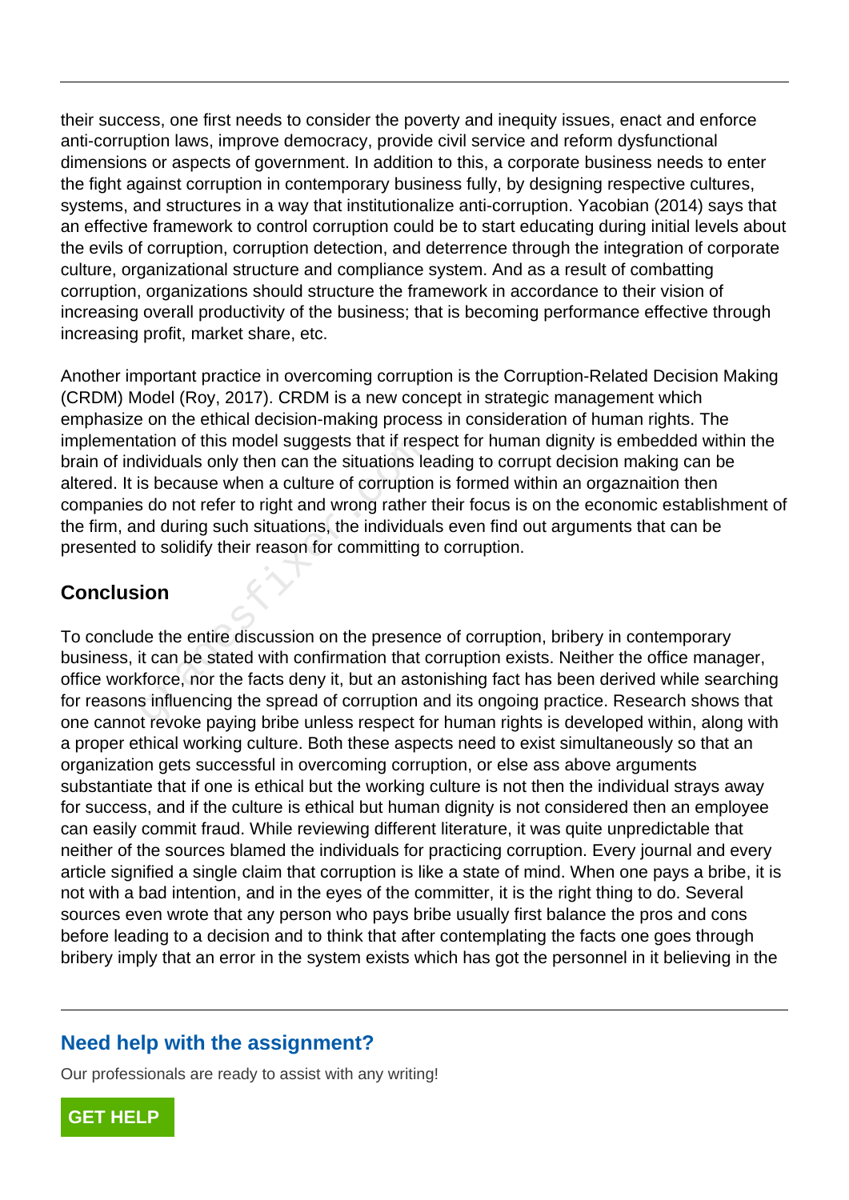their success, one first needs to consider the poverty and inequity issues, enact and enforce anti-corruption laws, improve democracy, provide civil service and reform dysfunctional dimensions or aspects of government. In addition to this, a corporate business needs to enter the fight against corruption in contemporary business fully, by designing respective cultures, systems, and structures in a way that institutionalize anti-corruption. Yacobian (2014) says that an effective framework to control corruption could be to start educating during initial levels about the evils of corruption, corruption detection, and deterrence through the integration of corporate culture, organizational structure and compliance system. And as a result of combatting corruption, organizations should structure the framework in accordance to their vision of increasing overall productivity of the business; that is becoming performance effective through increasing profit, market share, etc.

Another important practice in overcoming corruption is the Corruption-Related Decision Making (CRDM) Model (Roy, 2017). CRDM is a new concept in strategic management which emphasize on the ethical decision-making process in consideration of human rights. The implementation of this model suggests that if respect for human dignity is embedded within the brain of individuals only then can the situations leading to corrupt decision making can be altered. It is because when a culture of corruption is formed within an orgaznaition then companies do not refer to right and wrong rather their focus is on the economic establishment of the firm, and during such situations, the individuals even find out arguments that can be presented to solidify their reason for committing to corruption.

## Conclusion

To conclude the entire discussion on the presence of corruption, bribery in contemporary business, it can be stated with confirmation that corruption exists. Neither the office manager, office workforce, nor the facts deny it, but an astonishing fact has been derived while searching for reasons influencing the spread of corruption and its ongoing practice. Research shows that one cannot revoke paying bribe unless respect for human rights is developed within, along with a proper ethical working culture. Both these aspects need to exist simultaneously so that an organization gets successful in overcoming corruption, or else ass above arguments substantiate that if one is ethical but the working culture is not then the individual strays away for success, and if the culture is ethical but human dignity is not considered then an employee can easily commit fraud. While reviewing different literature, it was quite unpredictable that neither of the sources blamed the individuals for practicing corruption. Every journal and every article signified a single claim that corruption is like a state of mind. When one pays a bribe, it is not with a bad intention, and in the eyes of the committer, it is the right thing to do. Several sources even wrote that any person who pays bribe usually first balance the pros and cons before leading to a decision and to think that after contemplating the facts one goes through bribery imply that an error in the system exists which has got the personnel in it believing in the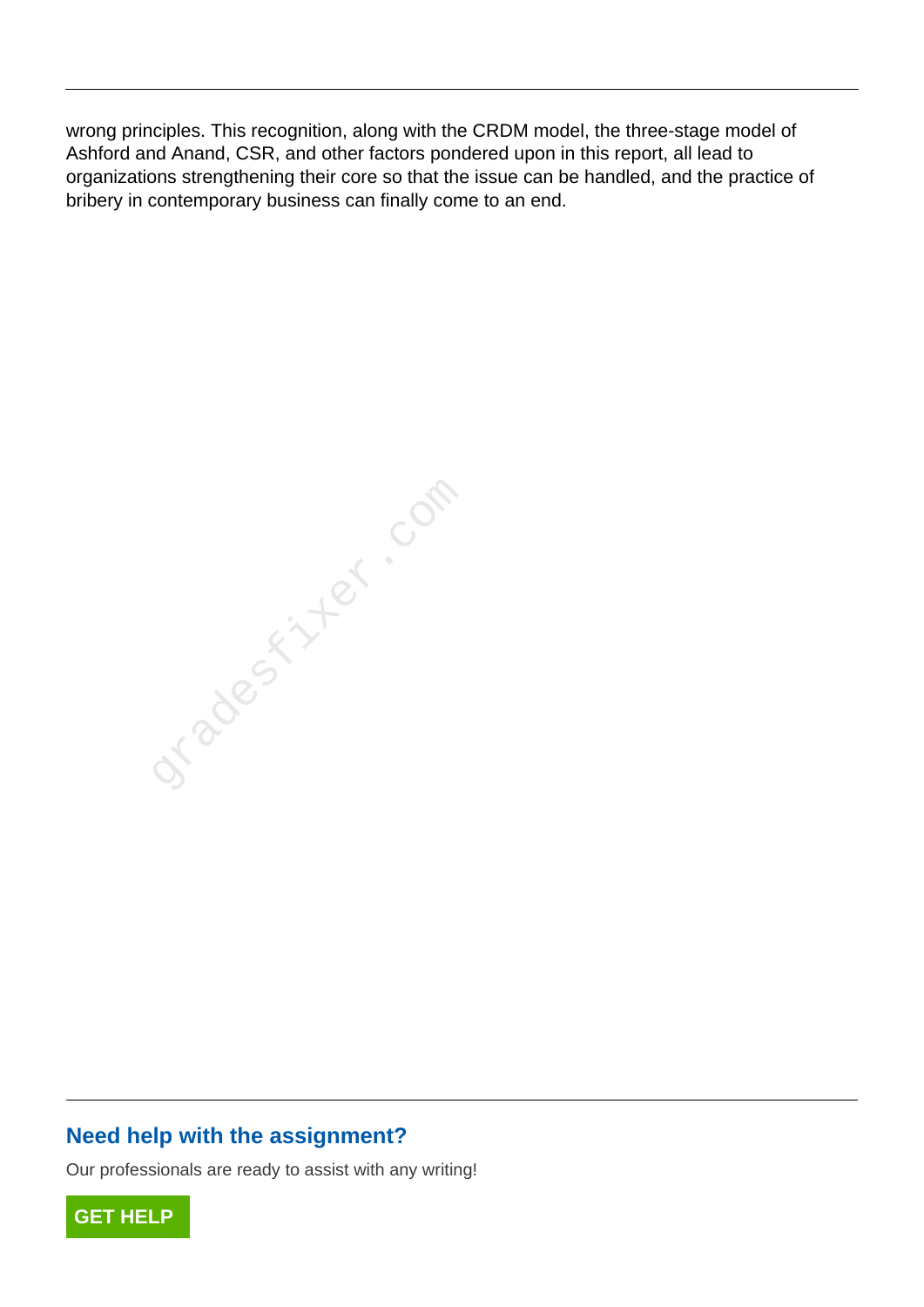wrong principles. This recognition, along with the CRDM model, the three-stage model of Ashford and Anand, CSR, and other factors pondered upon in this report, all lead to organizations strengthening their core so that the issue can be handled, and the practice of bribery in contemporary business can finally come to an end.